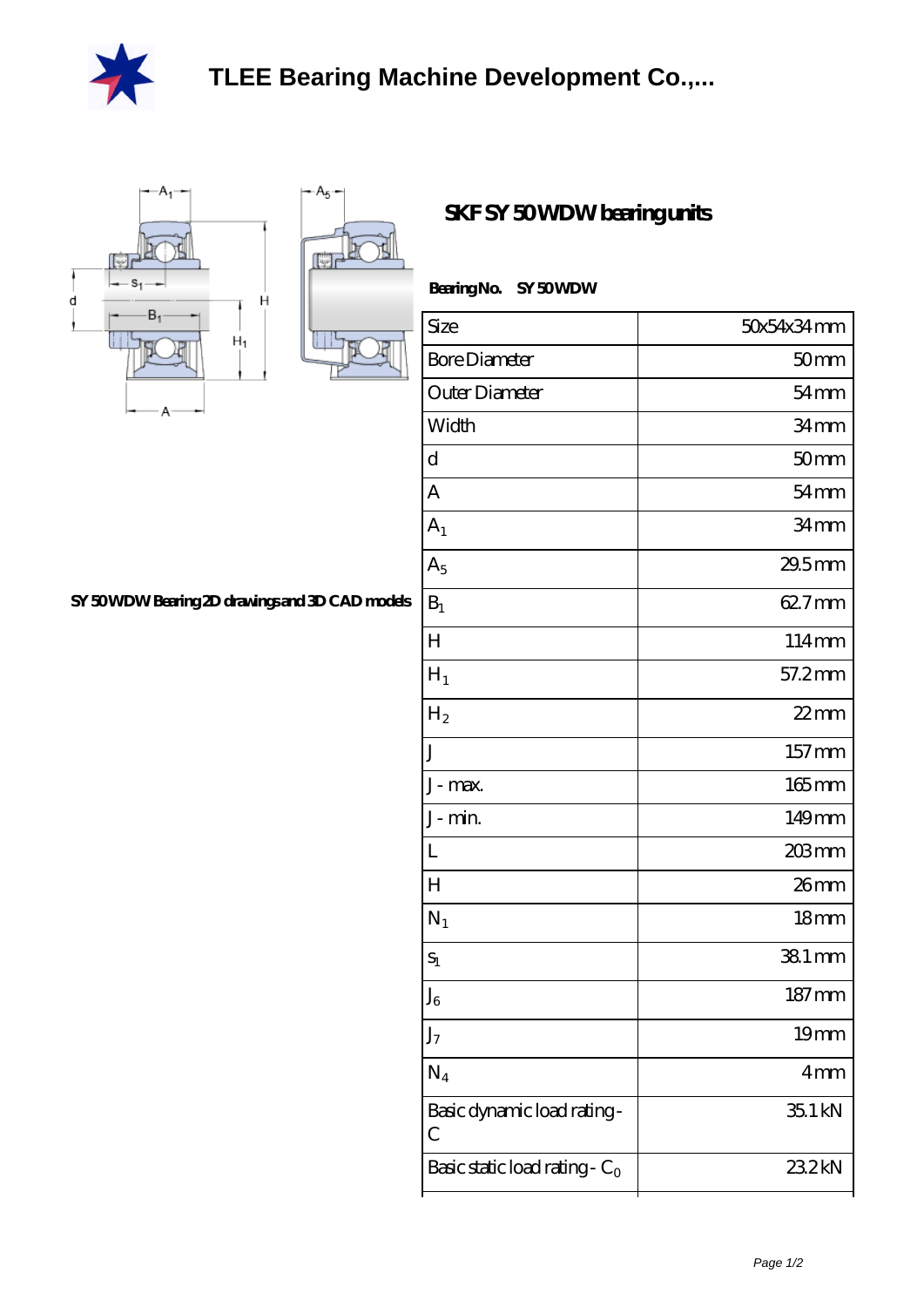# TLEE Bearing Machine Development Co.,...

## SKF SY 50 WDW bearing units

**Bearing No.** SY 50 WDW

SY 50 WDW Bearing 2D drawings and 3D CAD models

| Size | 50x54x34 mm |
|---|---|
| Bore Diameter | 50 mm |
| Outer Diameter | 54 mm |
| Width | 34 mm |
| d | 50 mm |
| A | 54 mm |
| $A_1$ | 34 mm |
| $A_5$ | 29.5 mm |
| $B_1$ | 62.7 mm |
| H | 114 mm |
| $H_1$ | 57.2 mm |
| $H_2$ | 22 mm |
| J | 157 mm |
| J - max. | 165 mm |
| J - min. | 149 mm |
| L | 203 mm |
| H | 26 mm |
| $N_1$ | 18 mm |
| $s_1$ | 38.1 mm |
| $J_6$ | 187 mm |
| $J_7$ | 19 mm |
| $N_4$ | 4 mm |
| Basic dynamic load rating - C | 35.1 kN |
| Basic static load rating - $C_0$ | 23.2 kN |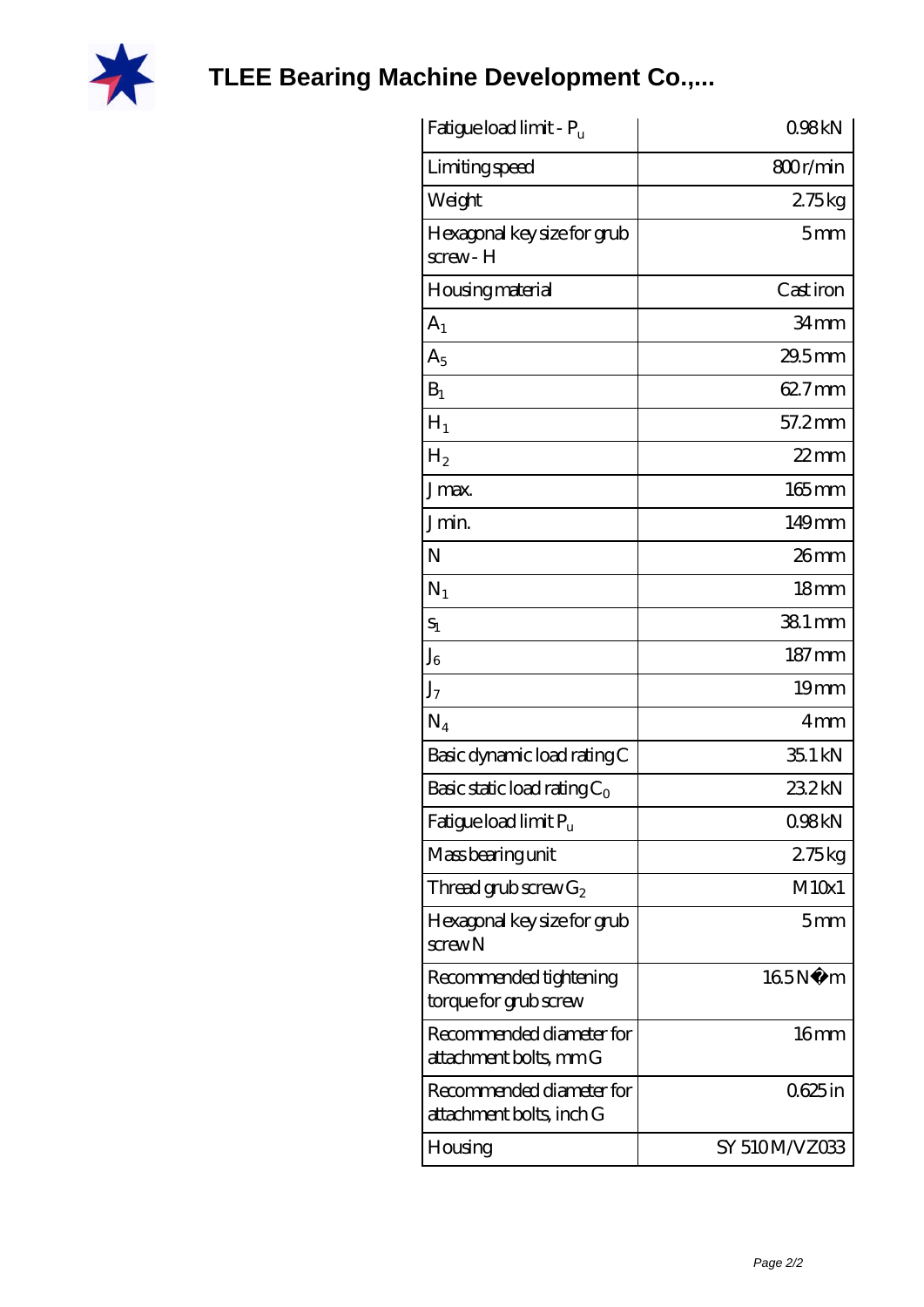# TLEE Bearing Machine Development Co.,...

| | |
|---|---|
| Fatigue load limit - $P_u$ | 0.98 kN |
| Limiting speed | 800 r/min |
| Weight | 2.75 kg |
| Hexagonal key size for grub screw - H | 5 mm |
| Housing material | Cast iron |
| $A_1$ | 34 mm |
| $A_5$ | 29.5 mm |
| $B_1$ | 62.7 mm |
| $H_1$ | 57.2 mm |
| $H_2$ | 22 mm |
| J max. | 165 mm |
| J min. | 149 mm |
| N | 26 mm |
| $N_1$ | 18 mm |
| $S_1$ | 38.1 mm |
| $J_6$ | 187 mm |
| $J_7$ | 19 mm |
| $N_4$ | 4 mm |
| Basic dynamic load rating C | 35.1 kN |
| Basic static load rating $C_0$ | 23.2 kN |
| Fatigue load limit $P_u$ | 0.98 kN |
| Mass bearing unit | 2.75 kg |
| Thread grub screw $G_2$ | M10x1 |
| Hexagonal key size for grub screw N | 5 mm |
| Recommended tightening torque for grub screw | 16.5 N·m |
| Recommended diameter for attachment bolts, mm G | 16 mm |
| Recommended diameter for attachment bolts, inch G | 0.625 in |
| Housing | SY 510 M/VZ033 |